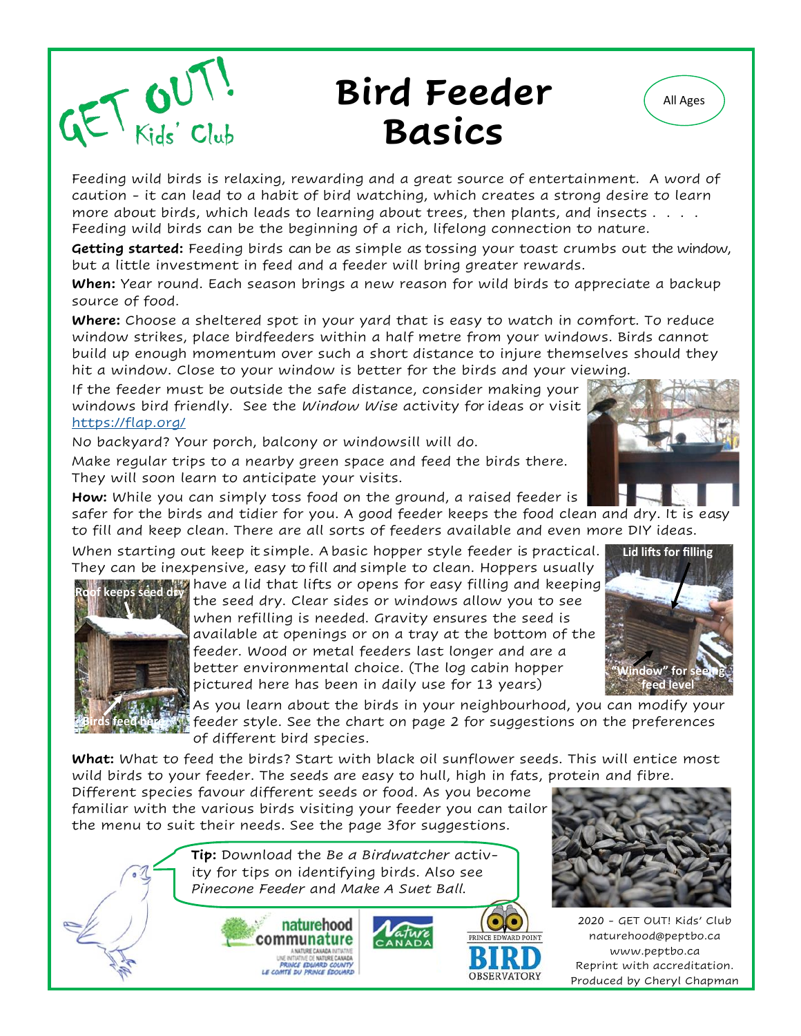GET OUT! Kids' Club

# Bird Feeder Basics

All Ages

Feeding wild birds is relaxing, rewarding and a great source of entertainment. A word of caution - it can lead to a habit of bird watching, which creates a strong desire to learn more about birds, which leads to learning about trees, then plants, and insects . . . . Feeding wild birds can be the beginning of a rich, lifelong connection to nature.

**Getting started:** Feeding birds can be as simple as tossing your toast crumbs out the window, but a little investment in feed and a feeder will bring greater rewards.

**When:** Year round. Each season brings a new reason for wild birds to appreciate a backup source of food.

**Where:** Choose a sheltered spot in your yard that is easy to watch in comfort. To reduce window strikes, place birdfeeders within a half metre from your windows. Birds cannot build up enough momentum over such a short distance to injure themselves should they hit a window. Close to your window is better for the birds and your viewing.

If the feeder must be outside the safe distance, consider making your windows bird friendly. See the *Window Wise* activity for ideas or visit https://flap.org/

No backyard? Your porch, balcony or windowsill will do.

Make regular trips to a nearby green space and feed the birds there. They will soon learn to anticipate your visits.

**How:** While you can simply toss food on the ground, a raised feeder is safer for the birds and tidier for you. A good feeder keeps the food clean and dry. It is easy to fill and keep clean. There are all sorts of feeders available and even more DIY ideas.

When starting out keep it simple. A basic hopper style feeder is practical. They can be inexpensive, easy to fill and simple to clean. Hoppers usually have a lid that lifts or opens for easy filling and keeping the seed dry. Clear sides or windows allow you to see when refilling is needed. Gravity ensures the seed is available at openings or on a tray at the bottom of the feeder. Wood or metal feeders last longer and are a better environmental choice. (The log cabin hopper pictured here has been in daily use for 13 years)

Roof keeps seed dry

Birds feed here

Lid lifts for filling

"Window" for seeing feed level

As you learn about the birds in your neighbourhood, you can modify your feeder style. See the chart on page 2 for suggestions on the preferences of different bird species.

**What:** What to feed the birds? Start with black oil sunflower seeds. This will entice most wild birds to your feeder. The seeds are easy to hull, high in fats, protein and fibre. Different species favour different seeds or food. As you become familiar with the various birds visiting your feeder you can tailor the menu to suit their needs. See the page 3for suggestions.

**Tip:** Download the *Be a Birdwatcher* activity for tips on identifying birds. Also see *Pinecone Feeder* and *Make A Suet Ball*.

naturehood communature — A Nature Canada Initiative / Une initiative de Nature Canada — Prince Edward County / Le Comté du Prince Édouard

Nature Canada

Prince Edward Point Bird Observatory

2020 - GET OUT! Kids' Club
naturehood@peptbo.ca
www.peptbo.ca
Reprint with accreditation.
Produced by Cheryl Chapman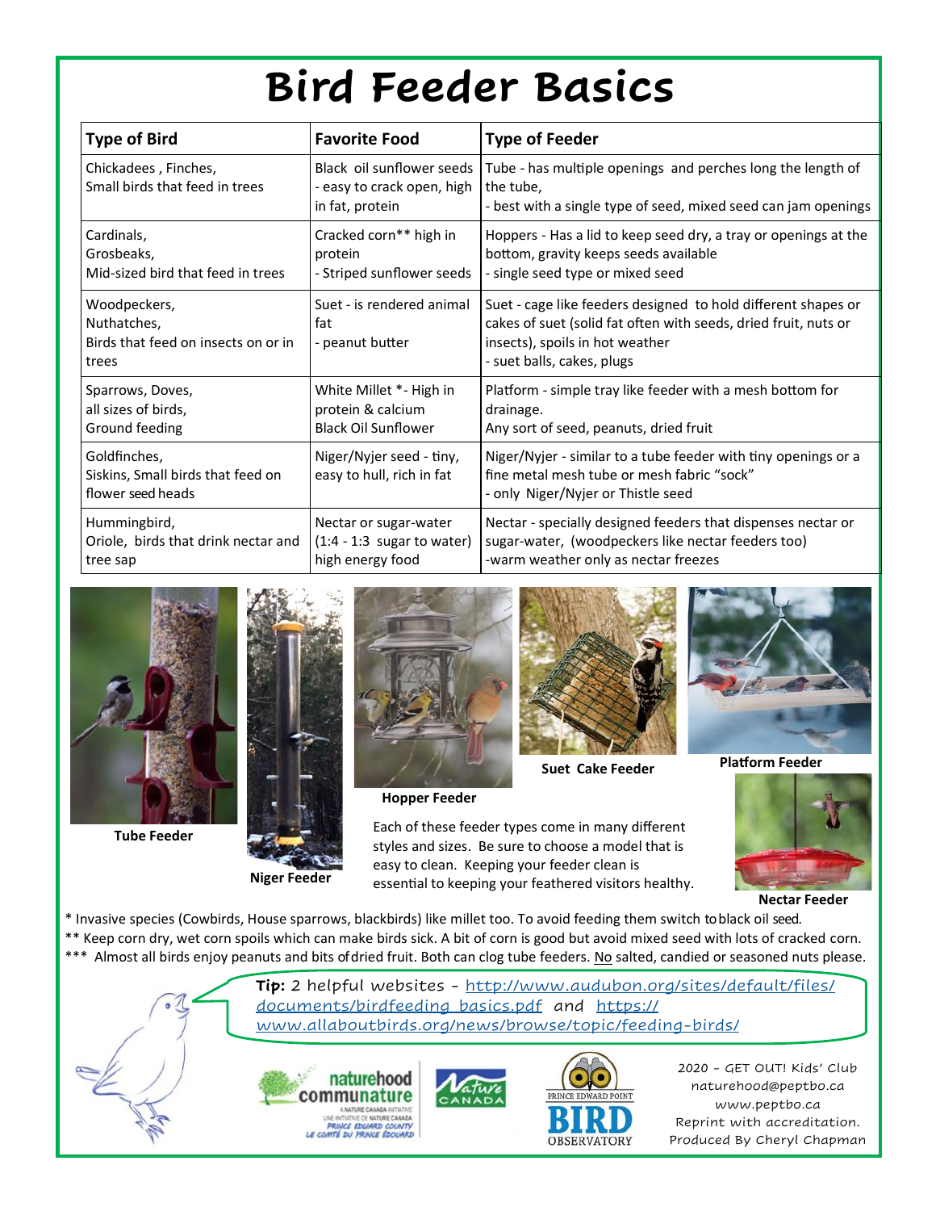# Bird Feeder Basics

| Type of Bird | Favorite Food | Type of Feeder |
| --- | --- | --- |
| Chickadees , Finches, Small birds that feed in trees | Black oil sunflower seeds - easy to crack open, high in fat, protein | Tube - has multiple openings and perches long the length of the tube, - best with a single type of seed, mixed seed can jam openings |
| Cardinals, Grosbeaks, Mid-sized bird that feed in trees | Cracked corn** high in protein - Striped sunflower seeds | Hoppers - Has a lid to keep seed dry, a tray or openings at the bottom, gravity keeps seeds available - single seed type or mixed seed |
| Woodpeckers, Nuthatches, Birds that feed on insects on or in trees | Suet - is rendered animal fat - peanut butter | Suet - cage like feeders designed to hold different shapes or cakes of suet (solid fat often with seeds, dried fruit, nuts or insects), spoils in hot weather - suet balls, cakes, plugs |
| Sparrows, Doves, all sizes of birds, Ground feeding | White Millet *- High in protein & calcium Black Oil Sunflower | Platform - simple tray like feeder with a mesh bottom for drainage. Any sort of seed, peanuts, dried fruit |
| Goldfinches, Siskins, Small birds that feed on flower seed heads | Niger/Nyjer seed - tiny, easy to hull, rich in fat | Niger/Nyjer - similar to a tube feeder with tiny openings or a fine metal mesh tube or mesh fabric "sock" - only Niger/Nyjer or Thistle seed |
| Hummingbird, Oriole, birds that drink nectar and tree sap | Nectar or sugar-water (1:4 - 1:3 sugar to water) high energy food | Nectar - specially designed feeders that dispenses nectar or sugar-water, (woodpeckers like nectar feeders too) -warm weather only as nectar freezes |

**Tube Feeder**

**Niger Feeder**

**Hopper Feeder**

**Suet Cake Feeder**

**Platform Feeder**

**Nectar Feeder**

Each of these feeder types come in many different styles and sizes. Be sure to choose a model that is easy to clean. Keeping your feeder clean is essential to keeping your feathered visitors healthy.

\* Invasive species (Cowbirds, House sparrows, blackbirds) like millet too. To avoid feeding them switch to black oil seed.

\*\* Keep corn dry, wet corn spoils which can make birds sick. A bit of corn is good but avoid mixed seed with lots of cracked corn.

\*\*\* Almost all birds enjoy peanuts and bits of dried fruit. Both can clog tube feeders. No salted, candied or seasoned nuts please.

**Tip:** 2 helpful websites - http://www.audubon.org/sites/default/files/documents/birdfeeding_basics.pdf and https://www.allaboutbirds.org/news/browse/topic/feeding-birds/

naturehood communature — A NATURE CANADA INITIATIVE / UNE INITIATIVE DE NATURE CANADA — PRINCE EDWARD COUNTY / LE COMTÉ DU PRINCE ÉDOUARD

Nature Canada

Prince Edward Point Bird Observatory

2020 - GET OUT! Kids' Club
naturehood@peptbo.ca
www.peptbo.ca
Reprint with accreditation.
Produced By Cheryl Chapman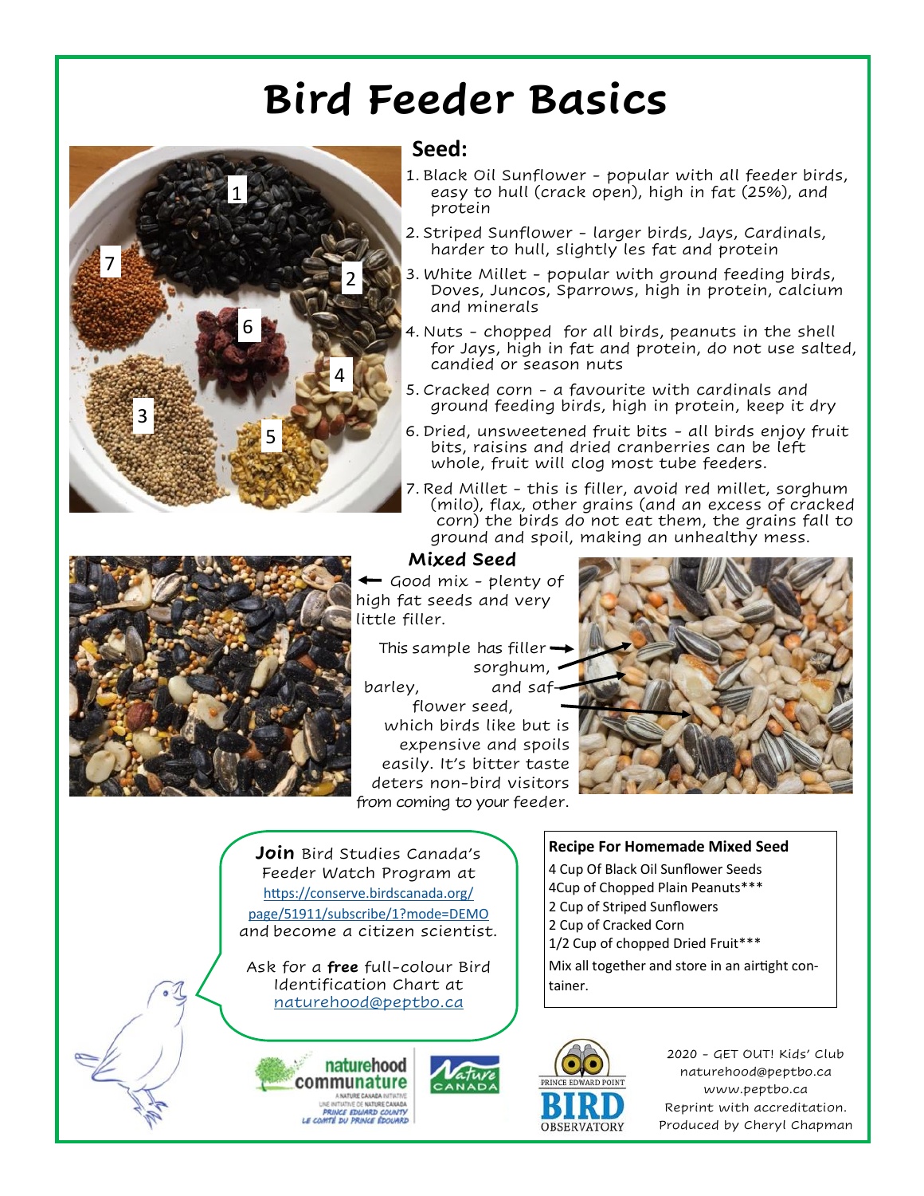# Bird Feeder Basics

## Seed:

1. Black Oil Sunflower - popular with all feeder birds, easy to hull (crack open), high in fat (25%), and protein
2. Striped Sunflower - larger birds, Jays, Cardinals, harder to hull, slightly les fat and protein
3. White Millet - popular with ground feeding birds, Doves, Juncos, Sparrows, high in protein, calcium and minerals
4. Nuts - chopped for all birds, peanuts in the shell for Jays, high in fat and protein, do not use salted, candied or season nuts
5. Cracked corn - a favourite with cardinals and ground feeding birds, high in protein, keep it dry
6. Dried, unsweetened fruit bits - all birds enjoy fruit bits, raisins and dried cranberries can be left whole, fruit will clog most tube feeders.
7. Red Millet - this is filler, avoid red millet, sorghum (milo), flax, other grains (and an excess of cracked corn) the birds do not eat them, the grains fall to ground and spoil, making an unhealthy mess.

### Mixed Seed

← Good mix - plenty of high fat seeds and very little filler.

This sample has filler → sorghum, barley, and safflower seed, which birds like but is expensive and spoils easily. It's bitter taste deters non-bird visitors from coming to your feeder.

**Join** Bird Studies Canada's Feeder Watch Program at https://conserve.birdscanada.org/page/51911/subscribe/1?mode=DEMO and become a citizen scientist.

Ask for a **free** full-colour Bird Identification Chart at naturehood@peptbo.ca

**Recipe For Homemade Mixed Seed**

4 Cup Of Black Oil Sunflower Seeds
4Cup of Chopped Plain Peanuts***
2 Cup of Striped Sunflowers
2 Cup of Cracked Corn
1/2 Cup of chopped Dried Fruit***

Mix all together and store in an airtight container.

naturehood communature — A Nature Canada Initiative / Une initiative de Nature Canada — Prince Edward County / Le Comté du Prince Édouard

Nature Canada

Prince Edward Point Bird Observatory

2020 - GET OUT! Kids' Club
naturehood@peptbo.ca
www.peptbo.ca
Reprint with accreditation.
Produced by Cheryl Chapman